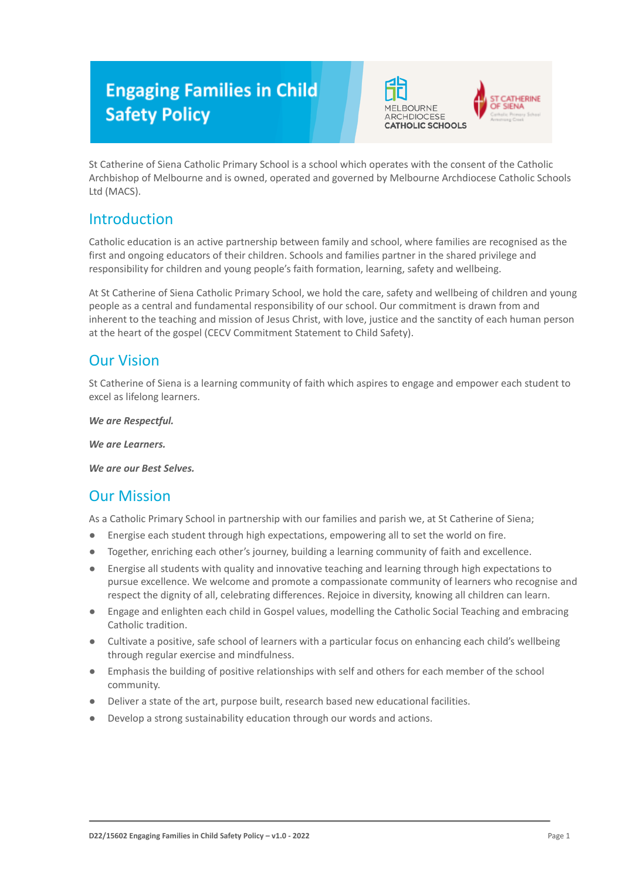# Engaging Families in Child Safety Policy

St Catherine of Siena Catholic Primary School is a school which operates with the consent of the Catholic Archbishop of Melbourne and is owned, operated and governed by Melbourne Archdiocese Catholic Schools Ltd (MACS).

## Introduction

Catholic education is an active partnership between family and school, where families are recognised as the first and ongoing educators of their children. Schools and families partner in the shared privilege and responsibility for children and young people's faith formation, learning, safety and wellbeing.

At St Catherine of Siena Catholic Primary School, we hold the care, safety and wellbeing of children and young people as a central and fundamental responsibility of our school. Our commitment is drawn from and inherent to the teaching and mission of Jesus Christ, with love, justice and the sanctity of each human person at the heart of the gospel (CECV Commitment Statement to Child Safety).

## Our Vision

St Catherine of Siena is a learning community of faith which aspires to engage and empower each student to excel as lifelong learners.

***We are Respectful.***

***We are Learners.***

***We are our Best Selves.***

## Our Mission

As a Catholic Primary School in partnership with our families and parish we, at St Catherine of Siena;

- Energise each student through high expectations, empowering all to set the world on fire.
- Together, enriching each other's journey, building a learning community of faith and excellence.
- Energise all students with quality and innovative teaching and learning through high expectations to pursue excellence. We welcome and promote a compassionate community of learners who recognise and respect the dignity of all, celebrating differences. Rejoice in diversity, knowing all children can learn.
- Engage and enlighten each child in Gospel values, modelling the Catholic Social Teaching and embracing Catholic tradition.
- Cultivate a positive, safe school of learners with a particular focus on enhancing each child's wellbeing through regular exercise and mindfulness.
- Emphasis the building of positive relationships with self and others for each member of the school community.
- Deliver a state of the art, purpose built, research based new educational facilities.
- Develop a strong sustainability education through our words and actions.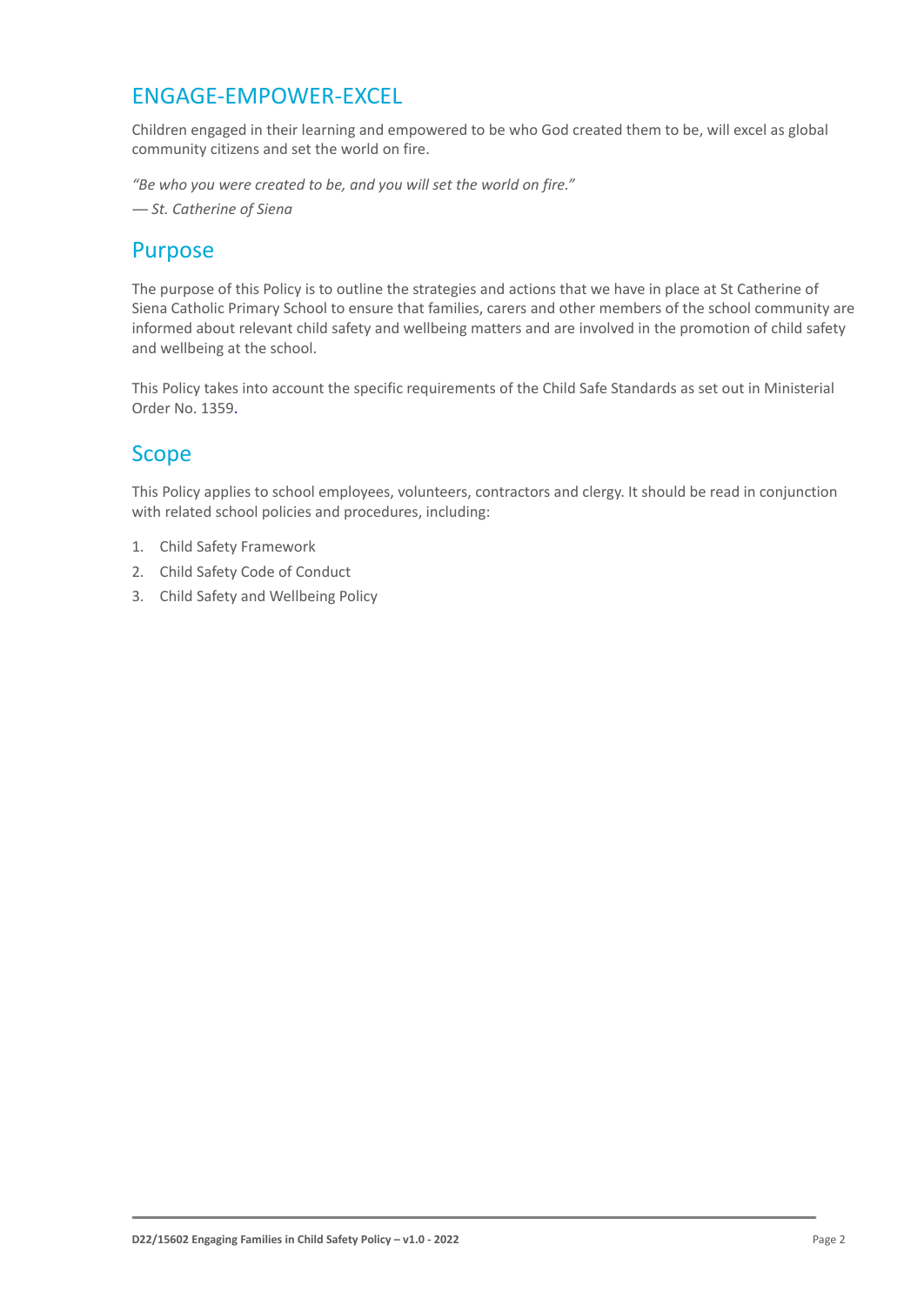## ENGAGE-EMPOWER-EXCEL

Children engaged in their learning and empowered to be who God created them to be, will excel as global community citizens and set the world on fire.

*"Be who you were created to be, and you will set the world on fire."*

*— St. Catherine of Siena*

## Purpose

The purpose of this Policy is to outline the strategies and actions that we have in place at St Catherine of Siena Catholic Primary School to ensure that families, carers and other members of the school community are informed about relevant child safety and wellbeing matters and are involved in the promotion of child safety and wellbeing at the school.

This Policy takes into account the specific requirements of the Child Safe Standards as set out in Ministerial Order No. 1359.

## Scope

This Policy applies to school employees, volunteers, contractors and clergy. It should be read in conjunction with related school policies and procedures, including:

1. Child Safety Framework
2. Child Safety Code of Conduct
3. Child Safety and Wellbeing Policy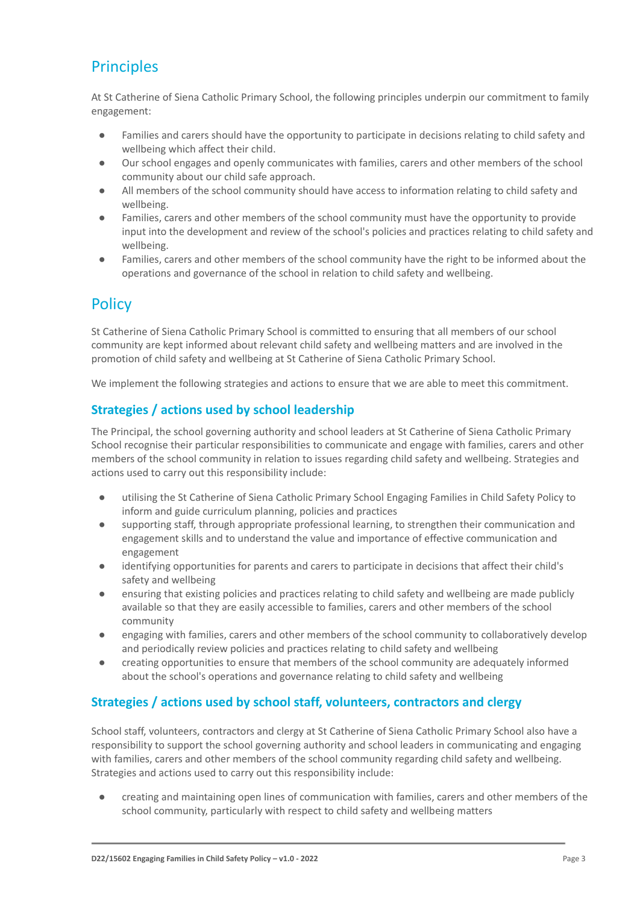## Principles

At St Catherine of Siena Catholic Primary School, the following principles underpin our commitment to family engagement:

- Families and carers should have the opportunity to participate in decisions relating to child safety and wellbeing which affect their child.
- Our school engages and openly communicates with families, carers and other members of the school community about our child safe approach.
- All members of the school community should have access to information relating to child safety and wellbeing.
- Families, carers and other members of the school community must have the opportunity to provide input into the development and review of the school's policies and practices relating to child safety and wellbeing.
- Families, carers and other members of the school community have the right to be informed about the operations and governance of the school in relation to child safety and wellbeing.

## Policy

St Catherine of Siena Catholic Primary School is committed to ensuring that all members of our school community are kept informed about relevant child safety and wellbeing matters and are involved in the promotion of child safety and wellbeing at St Catherine of Siena Catholic Primary School.

We implement the following strategies and actions to ensure that we are able to meet this commitment.

### Strategies / actions used by school leadership

The Principal, the school governing authority and school leaders at St Catherine of Siena Catholic Primary School recognise their particular responsibilities to communicate and engage with families, carers and other members of the school community in relation to issues regarding child safety and wellbeing. Strategies and actions used to carry out this responsibility include:

- utilising the St Catherine of Siena Catholic Primary School Engaging Families in Child Safety Policy to inform and guide curriculum planning, policies and practices
- supporting staff, through appropriate professional learning, to strengthen their communication and engagement skills and to understand the value and importance of effective communication and engagement
- identifying opportunities for parents and carers to participate in decisions that affect their child's safety and wellbeing
- ensuring that existing policies and practices relating to child safety and wellbeing are made publicly available so that they are easily accessible to families, carers and other members of the school community
- engaging with families, carers and other members of the school community to collaboratively develop and periodically review policies and practices relating to child safety and wellbeing
- creating opportunities to ensure that members of the school community are adequately informed about the school's operations and governance relating to child safety and wellbeing

### Strategies / actions used by school staff, volunteers, contractors and clergy

School staff, volunteers, contractors and clergy at St Catherine of Siena Catholic Primary School also have a responsibility to support the school governing authority and school leaders in communicating and engaging with families, carers and other members of the school community regarding child safety and wellbeing. Strategies and actions used to carry out this responsibility include:

- creating and maintaining open lines of communication with families, carers and other members of the school community, particularly with respect to child safety and wellbeing matters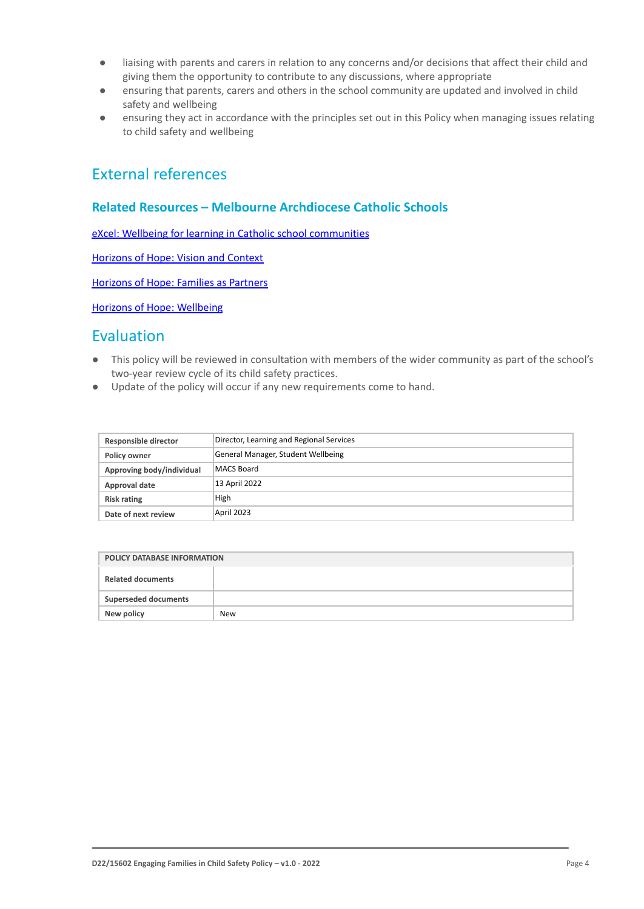- liaising with parents and carers in relation to any concerns and/or decisions that affect their child and giving them the opportunity to contribute to any discussions, where appropriate
- ensuring that parents, carers and others in the school community are updated and involved in child safety and wellbeing
- ensuring they act in accordance with the principles set out in this Policy when managing issues relating to child safety and wellbeing

## External references

### Related Resources – Melbourne Archdiocese Catholic Schools

eXcel: Wellbeing for learning in Catholic school communities

Horizons of Hope: Vision and Context

Horizons of Hope: Families as Partners

Horizons of Hope: Wellbeing

## Evaluation

- This policy will be reviewed in consultation with members of the wider community as part of the school's two-year review cycle of its child safety practices.
- Update of the policy will occur if any new requirements come to hand.

| | |
|---|---|
| **Responsible director** | Director, Learning and Regional Services |
| **Policy owner** | General Manager, Student Wellbeing |
| **Approving body/individual** | MACS Board |
| **Approval date** | 13 April 2022 |
| **Risk rating** | High |
| **Date of next review** | April 2023 |

| **POLICY DATABASE INFORMATION** | |
|---|---|
| **Related documents** | |
| **Superseded documents** | |
| **New policy** | New |